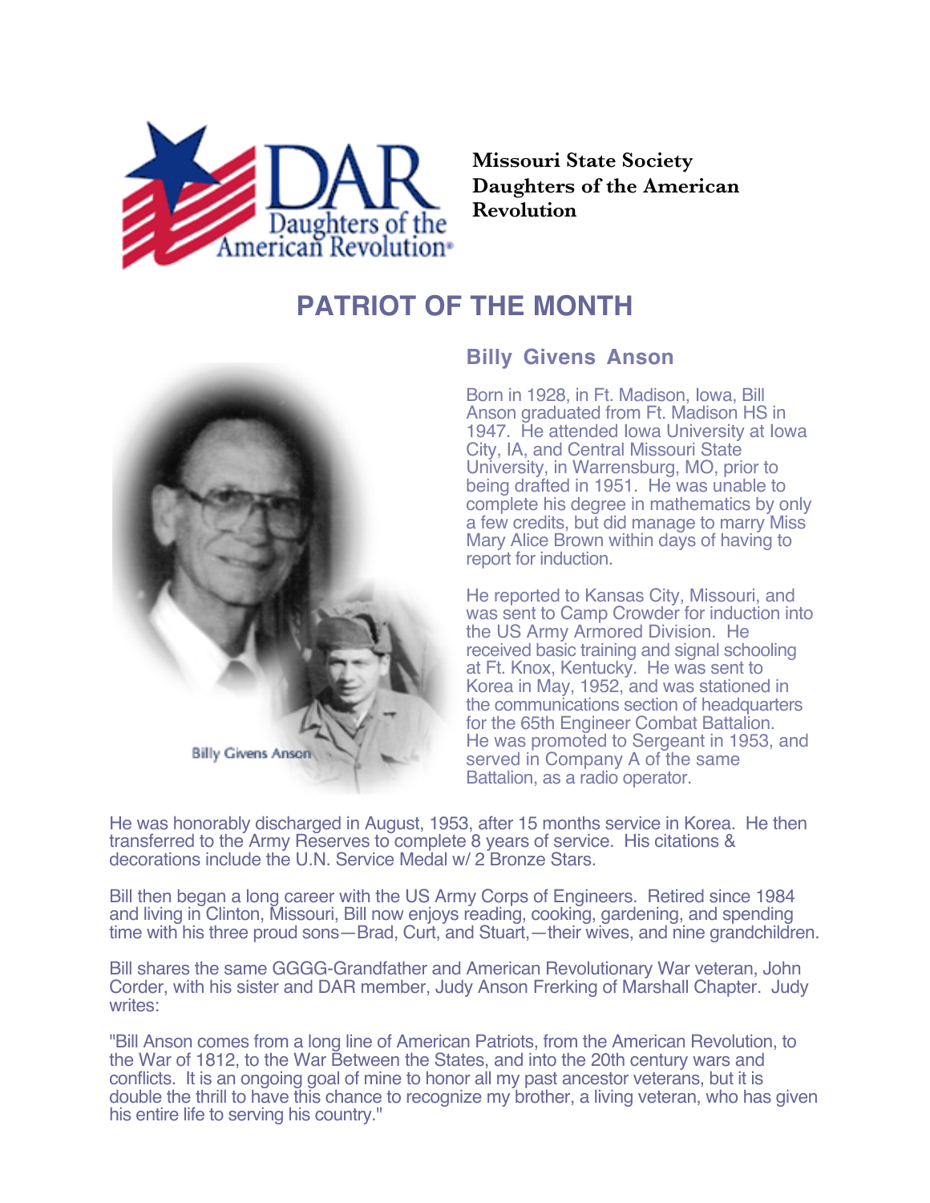Missouri State Society
Daughters of the American Revolution

# PATRIOT OF THE MONTH

Billy Givens Anson

## Billy Givens Anson

Born in 1928, in Ft. Madison, Iowa, Bill Anson graduated from Ft. Madison HS in 1947. He attended Iowa University at Iowa City, IA, and Central Missouri State University, in Warrensburg, MO, prior to being drafted in 1951. He was unable to complete his degree in mathematics by only a few credits, but did manage to marry Miss Mary Alice Brown within days of having to report for induction.

He reported to Kansas City, Missouri, and was sent to Camp Crowder for induction into the US Army Armored Division. He received basic training and signal schooling at Ft. Knox, Kentucky. He was sent to Korea in May, 1952, and was stationed in the communications section of headquarters for the 65th Engineer Combat Battalion. He was promoted to Sergeant in 1953, and served in Company A of the same Battalion, as a radio operator.

He was honorably discharged in August, 1953, after 15 months service in Korea. He then transferred to the Army Reserves to complete 8 years of service. His citations & decorations include the U.N. Service Medal w/ 2 Bronze Stars.

Bill then began a long career with the US Army Corps of Engineers. Retired since 1984 and living in Clinton, Missouri, Bill now enjoys reading, cooking, gardening, and spending time with his three proud sons—Brad, Curt, and Stuart,—their wives, and nine grandchildren.

Bill shares the same GGGG-Grandfather and American Revolutionary War veteran, John Corder, with his sister and DAR member, Judy Anson Frerking of Marshall Chapter. Judy writes:

"Bill Anson comes from a long line of American Patriots, from the American Revolution, to the War of 1812, to the War Between the States, and into the 20th century wars and conflicts. It is an ongoing goal of mine to honor all my past ancestor veterans, but it is double the thrill to have this chance to recognize my brother, a living veteran, who has given his entire life to serving his country."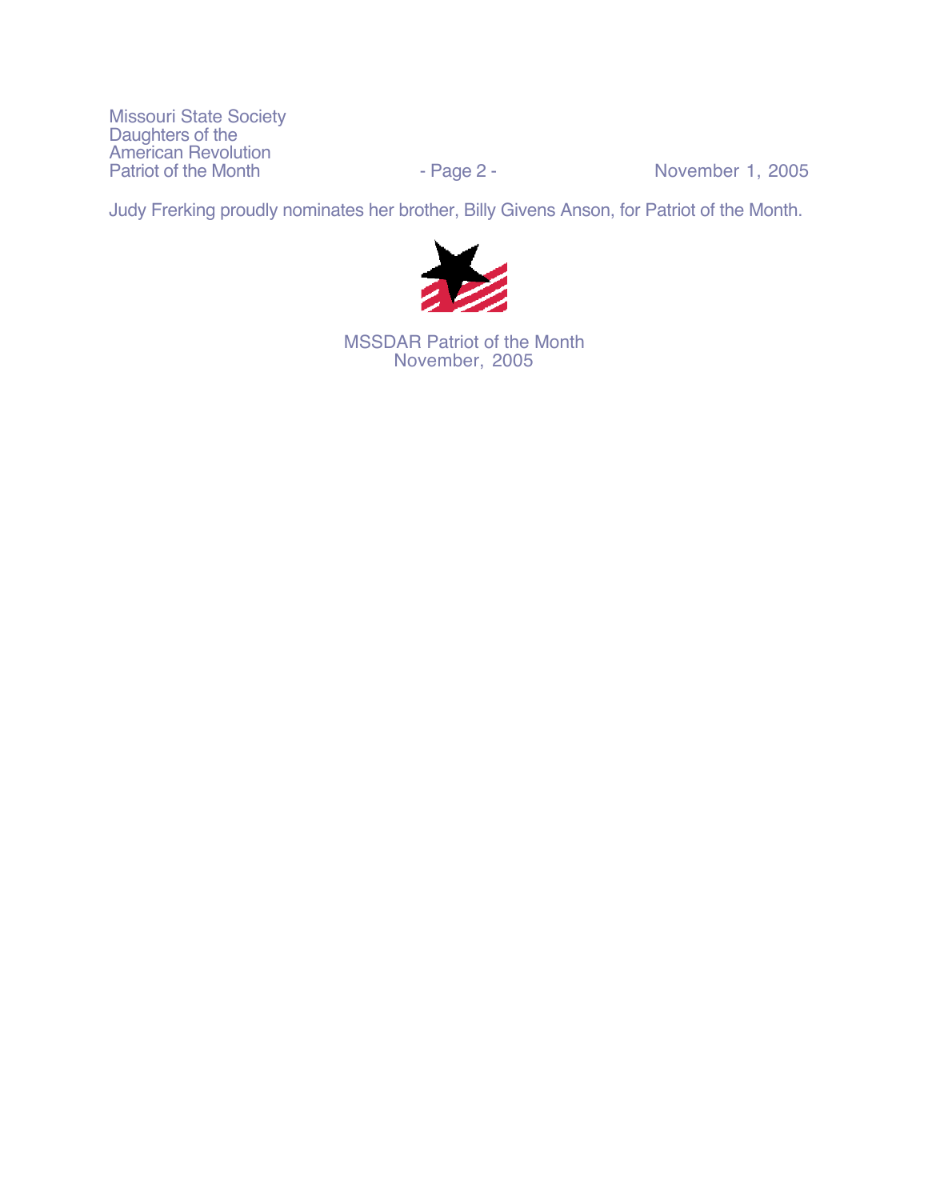Judy Frerking proudly nominates her brother, Billy Givens Anson, for Patriot of the Month.

MSSDAR Patriot of the Month
November, 2005